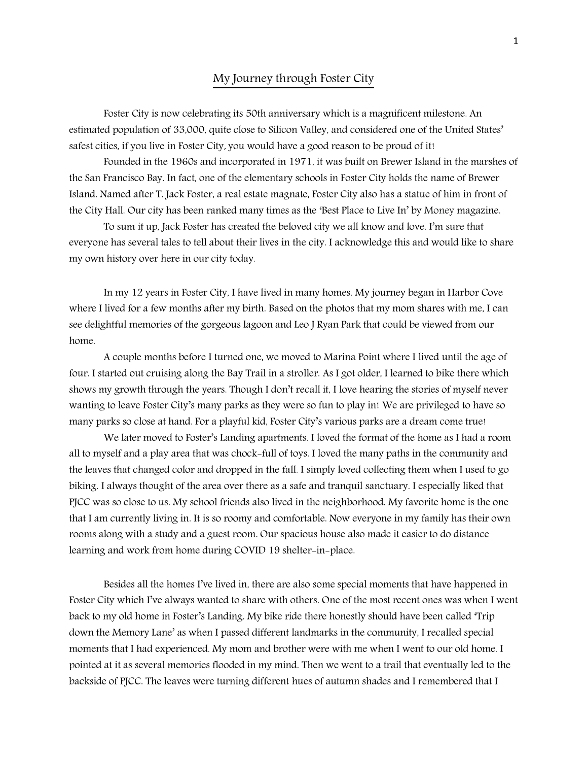# My Journey through Foster City

Foster City is now celebrating its 50th anniversary which is a magnificent milestone. An estimated population of 33,000, quite close to Silicon Valley, and considered one of the United States' safest cities, if you live in Foster City, you would have a good reason to be proud of it!

Founded in the 1960s and incorporated in 1971, it was built on Brewer Island in the marshes of the San Francisco Bay. In fact, one of the elementary schools in Foster City holds the name of Brewer Island. Named after T. Jack Foster, a real estate magnate, Foster City also has a statue of him in front of the City Hall. Our city has been ranked many times as the 'Best Place to Live In' by Money magazine.

To sum it up, Jack Foster has created the beloved city we all know and love. I'm sure that everyone has several tales to tell about their lives in the city. I acknowledge this and would like to share my own history over here in our city today.

In my 12 years in Foster City, I have lived in many homes. My journey began in Harbor Cove where I lived for a few months after my birth. Based on the photos that my mom shares with me, I can see delightful memories of the gorgeous lagoon and Leo J Ryan Park that could be viewed from our home.

A couple months before I turned one, we moved to Marina Point where I lived until the age of four. I started out cruising along the Bay Trail in a stroller. As I got older, I learned to bike there which shows my growth through the years. Though I don't recall it, I love hearing the stories of myself never wanting to leave Foster City's many parks as they were so fun to play in! We are privileged to have so many parks so close at hand. For a playful kid, Foster City's various parks are a dream come true!

We later moved to Foster's Landing apartments. I loved the format of the home as I had a room all to myself and a play area that was chock-full of toys. I loved the many paths in the community and the leaves that changed color and dropped in the fall. I simply loved collecting them when I used to go biking. I always thought of the area over there as a safe and tranquil sanctuary. I especially liked that PJCC was so close to us. My school friends also lived in the neighborhood. My favorite home is the one that I am currently living in. It is so roomy and comfortable. Now everyone in my family has their own rooms along with a study and a guest room. Our spacious house also made it easier to do distance learning and work from home during COVID 19 shelter-in-place.

Besides all the homes I've lived in, there are also some special moments that have happened in Foster City which I've always wanted to share with others. One of the most recent ones was when I went back to my old home in Foster's Landing. My bike ride there honestly should have been called 'Trip down the Memory Lane' as when I passed different landmarks in the community, I recalled special moments that I had experienced. My mom and brother were with me when I went to our old home. I pointed at it as several memories flooded in my mind. Then we went to a trail that eventually led to the backside of PJCC. The leaves were turning different hues of autumn shades and I remembered that I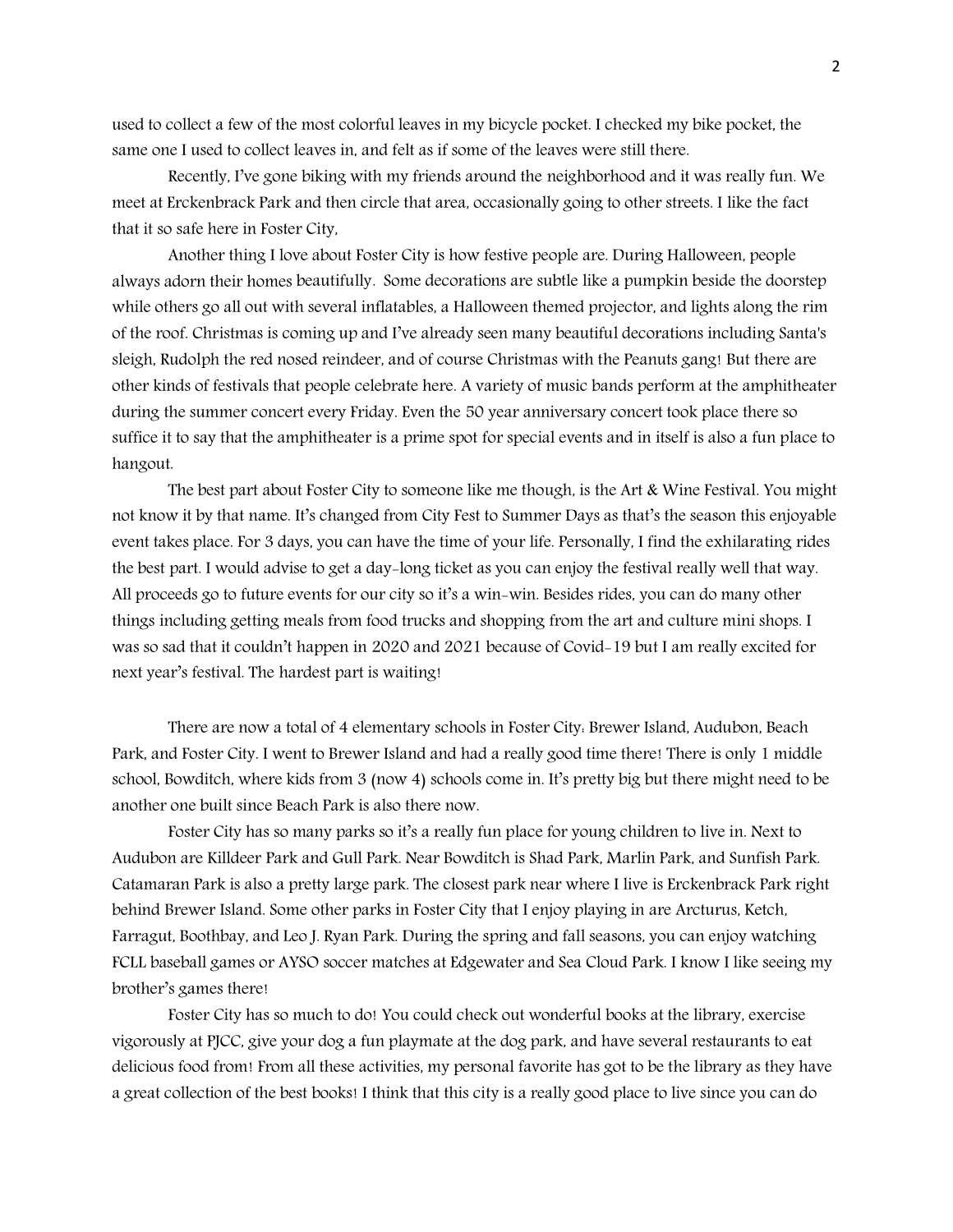used to collect a few of the most colorful leaves in my bicycle pocket. I checked my bike pocket, the same one I used to collect leaves in, and felt as if some of the leaves were still there.

Recently, I've gone biking with my friends around the neighborhood and it was really fun. We meet at Erckenbrack Park and then circle that area, occasionally going to other streets. I like the fact that it so safe here in Foster City,

Another thing I love about Foster City is how festive people are. During Halloween, people always adorn their homes beautifully. Some decorations are subtle like a pumpkin beside the doorstep while others go all out with several inflatables, a Halloween themed projector, and lights along the rim of the roof. Christmas is coming up and I've already seen many beautiful decorations including Santa's sleigh, Rudolph the red nosed reindeer, and of course Christmas with the Peanuts gang! But there are other kinds of festivals that people celebrate here. A variety of music bands perform at the amphitheater during the summer concert every Friday. Even the 50 year anniversary concert took place there so suffice it to say that the amphitheater is a prime spot for special events and in itself is also a fun place to hangout.

The best part about Foster City to someone like me though, is the Art & Wine Festival. You might not know it by that name. It's changed from City Fest to Summer Days as that's the season this enjoyable event takes place. For 3 days, you can have the time of your life. Personally, I find the exhilarating rides the best part. I would advise to get a day-long ticket as you can enjoy the festival really well that way. All proceeds go to future events for our city so it's a win-win. Besides rides, you can do many other things including getting meals from food trucks and shopping from the art and culture mini shops. I was so sad that it couldn't happen in 2020 and 2021 because of Covid-19 but I am really excited for next year's festival. The hardest part is waiting!

There are now a total of 4 elementary schools in Foster City: Brewer Island, Audubon, Beach Park, and Foster City. I went to Brewer Island and had a really good time there! There is only 1 middle school, Bowditch, where kids from 3 (now 4) schools come in. It's pretty big but there might need to be another one built since Beach Park is also there now.

Foster City has so many parks so it's a really fun place for young children to live in. Next to Audubon are Killdeer Park and Gull Park. Near Bowditch is Shad Park, Marlin Park, and Sunfish Park. Catamaran Park is also a pretty large park. The closest park near where I live is Erckenbrack Park right behind Brewer Island. Some other parks in Foster City that I enjoy playing in are Arcturus, Ketch, Farragut, Boothbay, and Leo J. Ryan Park. During the spring and fall seasons, you can enjoy watching FCLL baseball games or AYSO soccer matches at Edgewater and Sea Cloud Park. I know I like seeing my brother's games there!

Foster City has so much to do! You could check out wonderful books at the library, exercise vigorously at PJCC, give your dog a fun playmate at the dog park, and have several restaurants to eat delicious food from! From all these activities, my personal favorite has got to be the library as they have a great collection of the best books! I think that this city is a really good place to live since you can do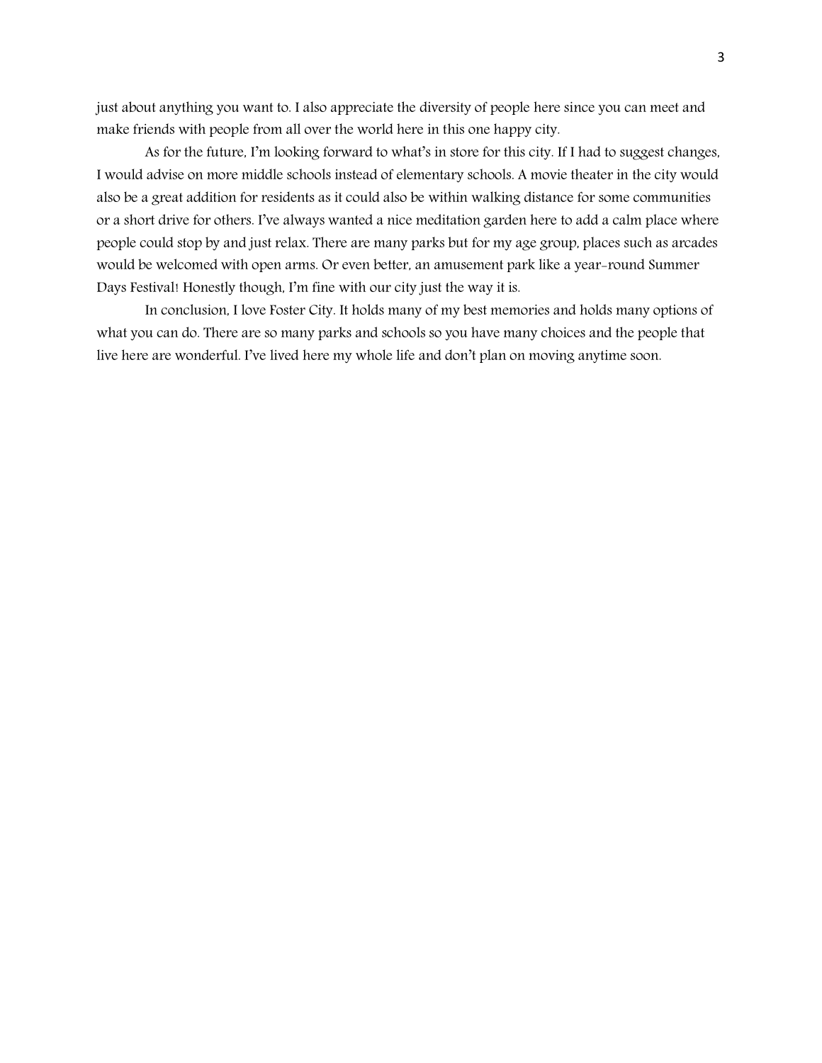just about anything you want to. I also appreciate the diversity of people here since you can meet and make friends with people from all over the world here in this one happy city.

As for the future, I'm looking forward to what's in store for this city. If I had to suggest changes, I would advise on more middle schools instead of elementary schools. A movie theater in the city would also be a great addition for residents as it could also be within walking distance for some communities or a short drive for others. I've always wanted a nice meditation garden here to add a calm place where people could stop by and just relax. There are many parks but for my age group, places such as arcades would be welcomed with open arms. Or even better, an amusement park like a year-round Summer Days Festival! Honestly though, I'm fine with our city just the way it is.

In conclusion, I love Foster City. It holds many of my best memories and holds many options of what you can do. There are so many parks and schools so you have many choices and the people that live here are wonderful. I've lived here my whole life and don't plan on moving anytime soon.